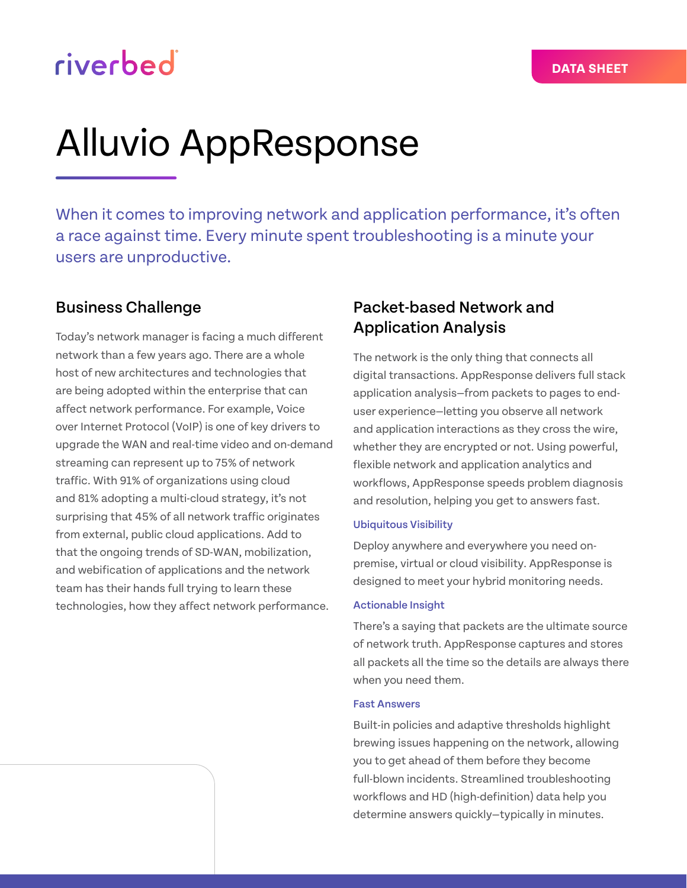riverbed

DATA SHEET

# Alluvio AppResponse

When it comes to improving network and application performance, it's often a race against time. Every minute spent troubleshooting is a minute your users are unproductive.

## Business Challenge

Today's network manager is facing a much different network than a few years ago. There are a whole host of new architectures and technologies that are being adopted within the enterprise that can affect network performance. For example, Voice over Internet Protocol (VoIP) is one of key drivers to upgrade the WAN and real-time video and on-demand streaming can represent up to 75% of network traffic. With 91% of organizations using cloud and 81% adopting a multi-cloud strategy, it's not surprising that 45% of all network traffic originates from external, public cloud applications. Add to that the ongoing trends of SD-WAN, mobilization, and webification of applications and the network team has their hands full trying to learn these technologies, how they affect network performance.

## Packet-based Network and Application Analysis

The network is the only thing that connects all digital transactions. AppResponse delivers full stack application analysis—from packets to pages to end-user experience—letting you observe all network and application interactions as they cross the wire, whether they are encrypted or not. Using powerful, flexible network and application analytics and workflows, AppResponse speeds problem diagnosis and resolution, helping you get to answers fast.

### Ubiquitous Visibility

Deploy anywhere and everywhere you need on-premise, virtual or cloud visibility. AppResponse is designed to meet your hybrid monitoring needs.

### Actionable Insight

There's a saying that packets are the ultimate source of network truth. AppResponse captures and stores all packets all the time so the details are always there when you need them.

### Fast Answers

Built-in policies and adaptive thresholds highlight brewing issues happening on the network, allowing you to get ahead of them before they become full-blown incidents. Streamlined troubleshooting workflows and HD (high-definition) data help you determine answers quickly—typically in minutes.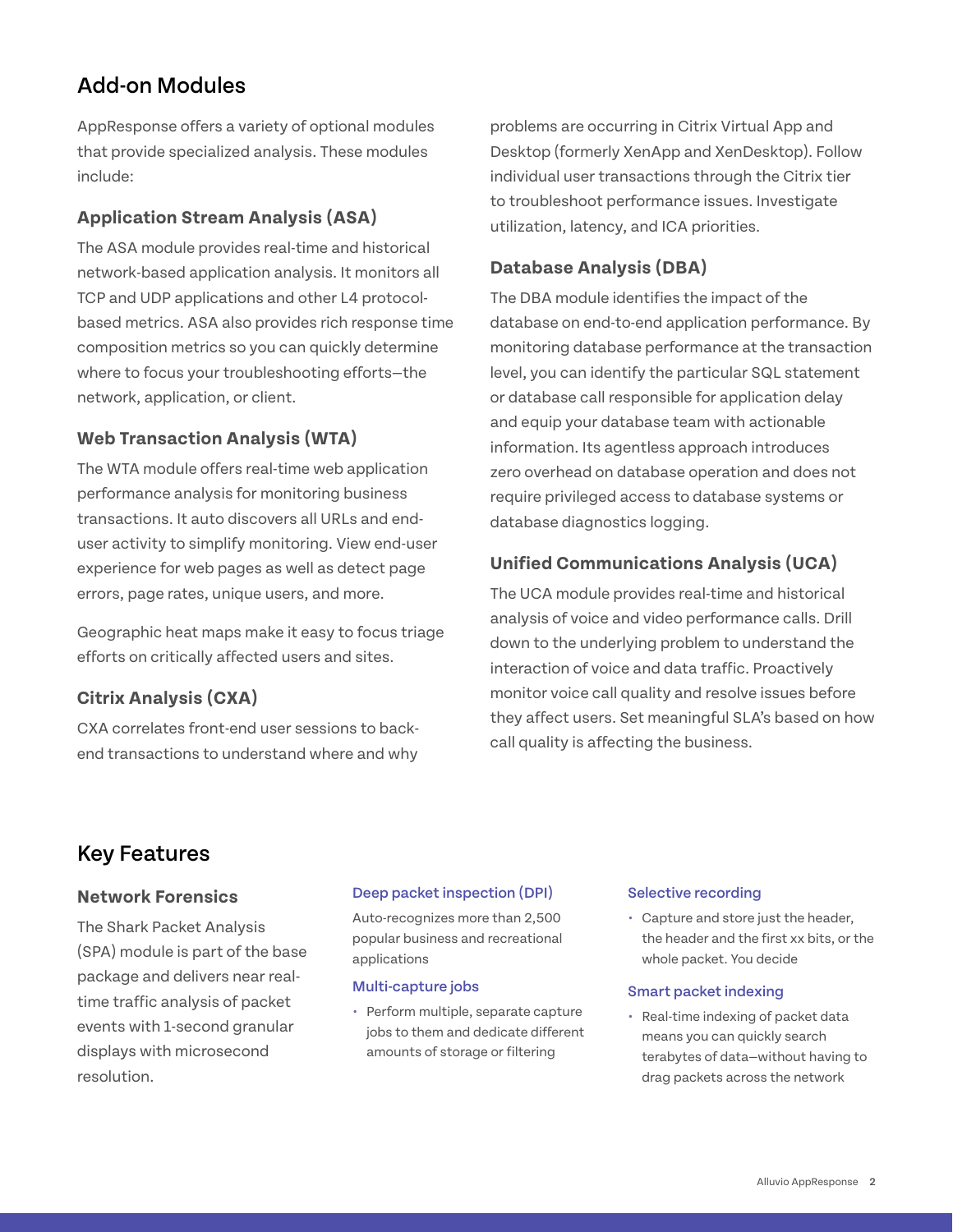## Add-on Modules

AppResponse offers a variety of optional modules that provide specialized analysis. These modules include:

### Application Stream Analysis (ASA)

The ASA module provides real-time and historical network-based application analysis. It monitors all TCP and UDP applications and other L4 protocol-based metrics. ASA also provides rich response time composition metrics so you can quickly determine where to focus your troubleshooting efforts—the network, application, or client.

### Web Transaction Analysis (WTA)

The WTA module offers real-time web application performance analysis for monitoring business transactions. It auto discovers all URLs and end-user activity to simplify monitoring. View end-user experience for web pages as well as detect page errors, page rates, unique users, and more.

Geographic heat maps make it easy to focus triage efforts on critically affected users and sites.

### Citrix Analysis (CXA)

CXA correlates front-end user sessions to back-end transactions to understand where and why problems are occurring in Citrix Virtual App and Desktop (formerly XenApp and XenDesktop). Follow individual user transactions through the Citrix tier to troubleshoot performance issues. Investigate utilization, latency, and ICA priorities.

### Database Analysis (DBA)

The DBA module identifies the impact of the database on end-to-end application performance. By monitoring database performance at the transaction level, you can identify the particular SQL statement or database call responsible for application delay and equip your database team with actionable information. Its agentless approach introduces zero overhead on database operation and does not require privileged access to database systems or database diagnostics logging.

### Unified Communications Analysis (UCA)

The UCA module provides real-time and historical analysis of voice and video performance calls. Drill down to the underlying problem to understand the interaction of voice and data traffic. Proactively monitor voice call quality and resolve issues before they affect users. Set meaningful SLA's based on how call quality is affecting the business.

## Key Features

### Network Forensics

The Shark Packet Analysis (SPA) module is part of the base package and delivers near real-time traffic analysis of packet events with 1-second granular displays with microsecond resolution.

#### Deep packet inspection (DPI)

Auto-recognizes more than 2,500 popular business and recreational applications

#### Multi-capture jobs

- Perform multiple, separate capture jobs to them and dedicate different amounts of storage or filtering

#### Selective recording

- Capture and store just the header, the header and the first xx bits, or the whole packet. You decide

#### Smart packet indexing

- Real-time indexing of packet data means you can quickly search terabytes of data—without having to drag packets across the network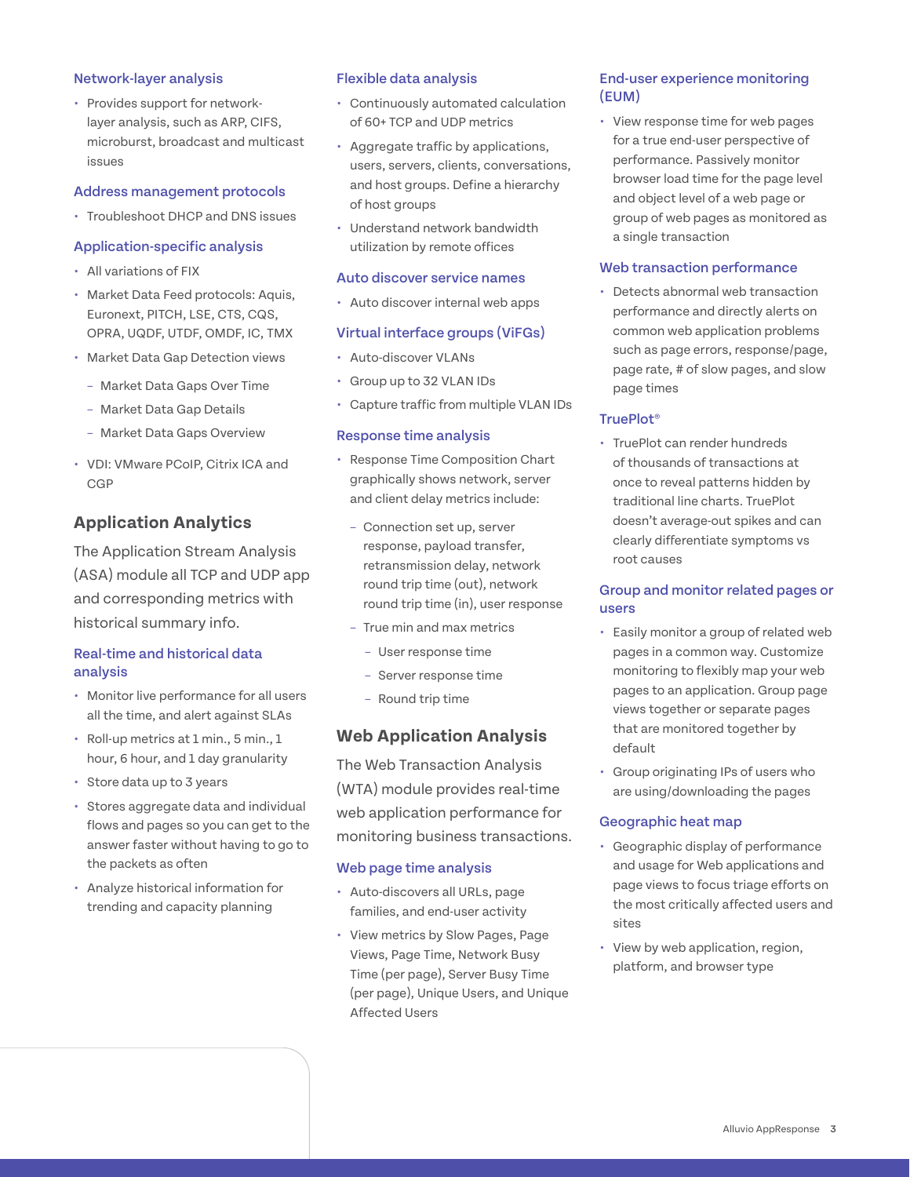### Network-layer analysis

- Provides support for network-layer analysis, such as ARP, CIFS, microburst, broadcast and multicast issues

### Address management protocols

- Troubleshoot DHCP and DNS issues

### Application-specific analysis

- All variations of FIX
- Market Data Feed protocols: Aquis, Euronext, PITCH, LSE, CTS, CQS, OPRA, UQDF, UTDF, OMDF, IC, TMX
- Market Data Gap Detection views
  - Market Data Gaps Over Time
  - Market Data Gap Details
  - Market Data Gaps Overview
- VDI: VMware PCoIP, Citrix ICA and CGP

## Application Analytics

The Application Stream Analysis (ASA) module all TCP and UDP app and corresponding metrics with historical summary info.

### Real-time and historical data analysis

- Monitor live performance for all users all the time, and alert against SLAs
- Roll-up metrics at 1 min., 5 min., 1 hour, 6 hour, and 1 day granularity
- Store data up to 3 years
- Stores aggregate data and individual flows and pages so you can get to the answer faster without having to go to the packets as often
- Analyze historical information for trending and capacity planning

### Flexible data analysis

- Continuously automated calculation of 60+ TCP and UDP metrics
- Aggregate traffic by applications, users, servers, clients, conversations, and host groups. Define a hierarchy of host groups
- Understand network bandwidth utilization by remote offices

### Auto discover service names

- Auto discover internal web apps

### Virtual interface groups (ViFGs)

- Auto-discover VLANs
- Group up to 32 VLAN IDs
- Capture traffic from multiple VLAN IDs

### Response time analysis

- Response Time Composition Chart graphically shows network, server and client delay metrics include:
  - Connection set up, server response, payload transfer, retransmission delay, network round trip time (out), network round trip time (in), user response
  - True min and max metrics
    - User response time
    - Server response time
    - Round trip time

## Web Application Analysis

The Web Transaction Analysis (WTA) module provides real-time web application performance for monitoring business transactions.

### Web page time analysis

- Auto-discovers all URLs, page families, and end-user activity
- View metrics by Slow Pages, Page Views, Page Time, Network Busy Time (per page), Server Busy Time (per page), Unique Users, and Unique Affected Users

### End-user experience monitoring (EUM)

- View response time for web pages for a true end-user perspective of performance. Passively monitor browser load time for the page level and object level of a web page or group of web pages as monitored as a single transaction

### Web transaction performance

- Detects abnormal web transaction performance and directly alerts on common web application problems such as page errors, response/page, page rate, # of slow pages, and slow page times

### TruePlot®

- TruePlot can render hundreds of thousands of transactions at once to reveal patterns hidden by traditional line charts. TruePlot doesn't average-out spikes and can clearly differentiate symptoms vs root causes

### Group and monitor related pages or users

- Easily monitor a group of related web pages in a common way. Customize monitoring to flexibly map your web pages to an application. Group page views together or separate pages that are monitored together by default
- Group originating IPs of users who are using/downloading the pages

### Geographic heat map

- Geographic display of performance and usage for Web applications and page views to focus triage efforts on the most critically affected users and sites
- View by web application, region, platform, and browser type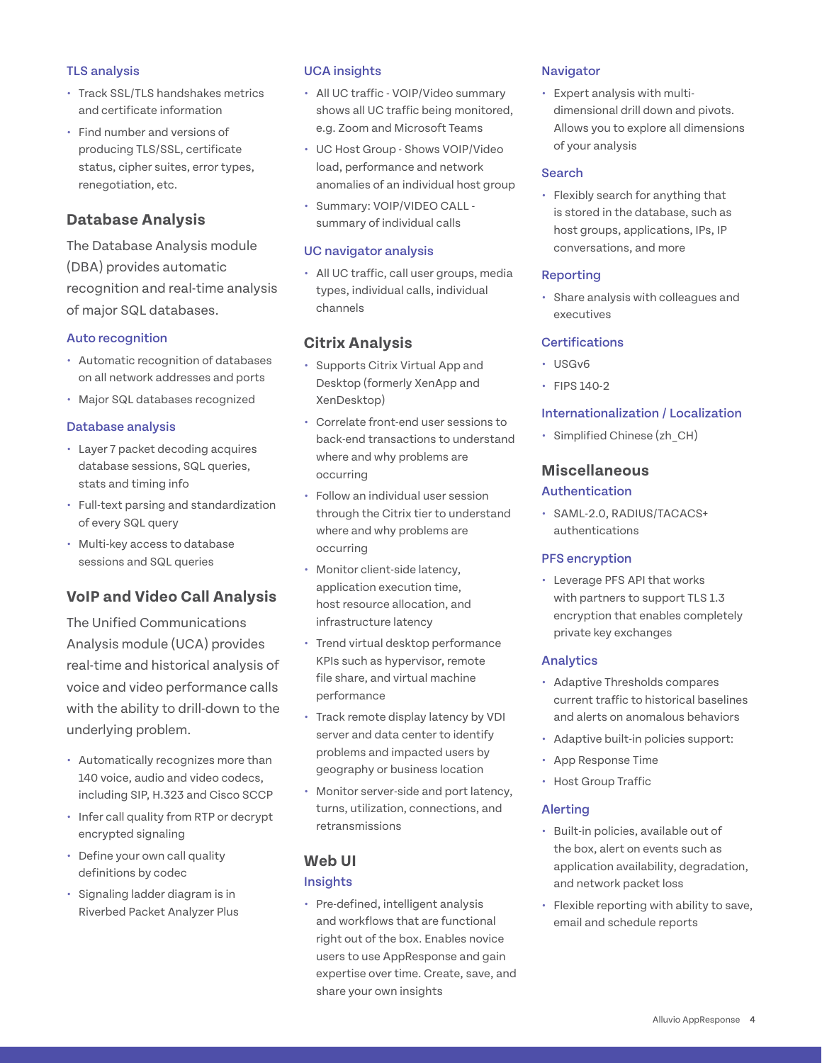### TLS analysis

- Track SSL/TLS handshakes metrics and certificate information
- Find number and versions of producing TLS/SSL, certificate status, cipher suites, error types, renegotiation, etc.

## Database Analysis

The Database Analysis module (DBA) provides automatic recognition and real-time analysis of major SQL databases.

### Auto recognition

- Automatic recognition of databases on all network addresses and ports
- Major SQL databases recognized

### Database analysis

- Layer 7 packet decoding acquires database sessions, SQL queries, stats and timing info
- Full-text parsing and standardization of every SQL query
- Multi-key access to database sessions and SQL queries

## VoIP and Video Call Analysis

The Unified Communications Analysis module (UCA) provides real-time and historical analysis of voice and video performance calls with the ability to drill-down to the underlying problem.

- Automatically recognizes more than 140 voice, audio and video codecs, including SIP, H.323 and Cisco SCCP
- Infer call quality from RTP or decrypt encrypted signaling
- Define your own call quality definitions by codec
- Signaling ladder diagram is in Riverbed Packet Analyzer Plus

### UCA insights

- All UC traffic - VOIP/Video summary shows all UC traffic being monitored, e.g. Zoom and Microsoft Teams
- UC Host Group - Shows VOIP/Video load, performance and network anomalies of an individual host group
- Summary: VOIP/VIDEO CALL - summary of individual calls

### UC navigator analysis

- All UC traffic, call user groups, media types, individual calls, individual channels

## Citrix Analysis

- Supports Citrix Virtual App and Desktop (formerly XenApp and XenDesktop)
- Correlate front-end user sessions to back-end transactions to understand where and why problems are occurring
- Follow an individual user session through the Citrix tier to understand where and why problems are occurring
- Monitor client-side latency, application execution time, host resource allocation, and infrastructure latency
- Trend virtual desktop performance KPIs such as hypervisor, remote file share, and virtual machine performance
- Track remote display latency by VDI server and data center to identify problems and impacted users by geography or business location
- Monitor server-side and port latency, turns, utilization, connections, and retransmissions

## Web UI

### Insights

- Pre-defined, intelligent analysis and workflows that are functional right out of the box. Enables novice users to use AppResponse and gain expertise over time. Create, save, and share your own insights

### Navigator

- Expert analysis with multi-dimensional drill down and pivots. Allows you to explore all dimensions of your analysis

### Search

- Flexibly search for anything that is stored in the database, such as host groups, applications, IPs, IP conversations, and more

### Reporting

- Share analysis with colleagues and executives

### Certifications

- USGv6
- FIPS 140-2

### Internationalization / Localization

- Simplified Chinese (zh_CH)

## Miscellaneous

### Authentication

- SAML-2.0, RADIUS/TACACS+ authentications

### PFS encryption

- Leverage PFS API that works with partners to support TLS 1.3 encryption that enables completely private key exchanges

### Analytics

- Adaptive Thresholds compares current traffic to historical baselines and alerts on anomalous behaviors
- Adaptive built-in policies support:
- App Response Time
- Host Group Traffic

### Alerting

- Built-in policies, available out of the box, alert on events such as application availability, degradation, and network packet loss
- Flexible reporting with ability to save, email and schedule reports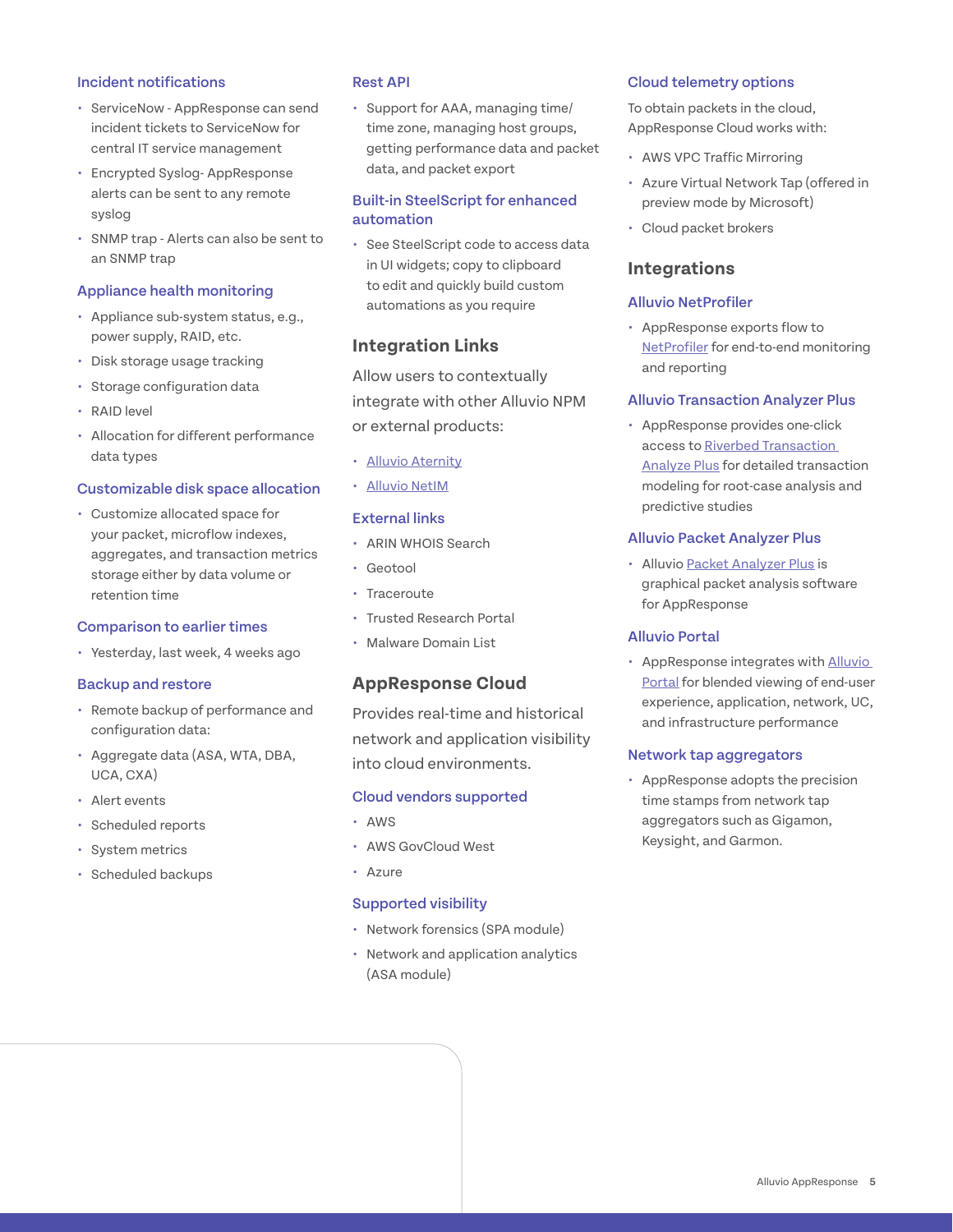### Incident notifications

- ServiceNow - AppResponse can send incident tickets to ServiceNow for central IT service management
- Encrypted Syslog- AppResponse alerts can be sent to any remote syslog
- SNMP trap - Alerts can also be sent to an SNMP trap

### Appliance health monitoring

- Appliance sub-system status, e.g., power supply, RAID, etc.
- Disk storage usage tracking
- Storage configuration data
- RAID level
- Allocation for different performance data types

### Customizable disk space allocation

- Customize allocated space for your packet, microflow indexes, aggregates, and transaction metrics storage either by data volume or retention time

### Comparison to earlier times

- Yesterday, last week, 4 weeks ago

### Backup and restore

- Remote backup of performance and configuration data:
- Aggregate data (ASA, WTA, DBA, UCA, CXA)
- Alert events
- Scheduled reports
- System metrics
- Scheduled backups

### Rest API

- Support for AAA, managing time/time zone, managing host groups, getting performance data and packet data, and packet export

### Built-in SteelScript for enhanced automation

- See SteelScript code to access data in UI widgets; copy to clipboard to edit and quickly build custom automations as you require

## Integration Links

Allow users to contextually integrate with other Alluvio NPM or external products:

- Alluvio Aternity
- Alluvio NetIM

### External links

- ARIN WHOIS Search
- Geotool
- Traceroute
- Trusted Research Portal
- Malware Domain List

## AppResponse Cloud

Provides real-time and historical network and application visibility into cloud environments.

### Cloud vendors supported

- AWS
- AWS GovCloud West
- Azure

### Supported visibility

- Network forensics (SPA module)
- Network and application analytics (ASA module)

### Cloud telemetry options

To obtain packets in the cloud, AppResponse Cloud works with:

- AWS VPC Traffic Mirroring
- Azure Virtual Network Tap (offered in preview mode by Microsoft)
- Cloud packet brokers

## Integrations

### Alluvio NetProfiler

- AppResponse exports flow to NetProfiler for end-to-end monitoring and reporting

### Alluvio Transaction Analyzer Plus

- AppResponse provides one-click access to Riverbed Transaction Analyze Plus for detailed transaction modeling for root-case analysis and predictive studies

### Alluvio Packet Analyzer Plus

- Alluvio Packet Analyzer Plus is graphical packet analysis software for AppResponse

### Alluvio Portal

- AppResponse integrates with Alluvio Portal for blended viewing of end-user experience, application, network, UC, and infrastructure performance

### Network tap aggregators

- AppResponse adopts the precision time stamps from network tap aggregators such as Gigamon, Keysight, and Garmon.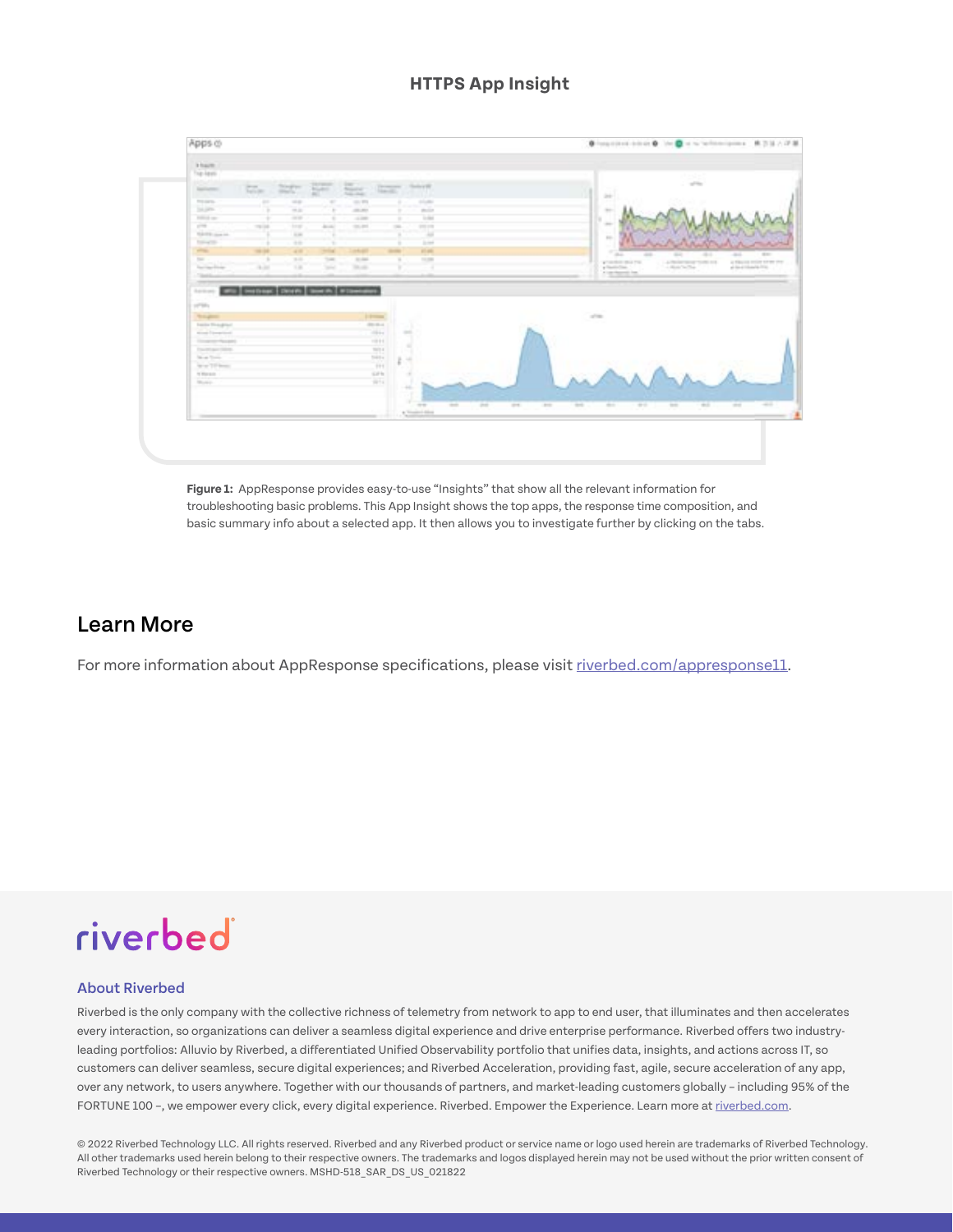### HTTPS App Insight

**Figure 1:** AppResponse provides easy-to-use "Insights" that show all the relevant information for troubleshooting basic problems. This App Insight shows the top apps, the response time composition, and basic summary info about a selected app. It then allows you to investigate further by clicking on the tabs.

## Learn More

For more information about AppResponse specifications, please visit [riverbed.com/appresponse11](riverbed.com/appresponse11).

riverbed

### About Riverbed

Riverbed is the only company with the collective richness of telemetry from network to app to end user, that illuminates and then accelerates every interaction, so organizations can deliver a seamless digital experience and drive enterprise performance. Riverbed offers two industry-leading portfolios: Alluvio by Riverbed, a differentiated Unified Observability portfolio that unifies data, insights, and actions across IT, so customers can deliver seamless, secure digital experiences; and Riverbed Acceleration, providing fast, agile, secure acceleration of any app, over any network, to users anywhere. Together with our thousands of partners, and market-leading customers globally – including 95% of the FORTUNE 100 –, we empower every click, every digital experience. Riverbed. Empower the Experience. Learn more at [riverbed.com](riverbed.com).

© 2022 Riverbed Technology LLC. All rights reserved. Riverbed and any Riverbed product or service name or logo used herein are trademarks of Riverbed Technology. All other trademarks used herein belong to their respective owners. The trademarks and logos displayed herein may not be used without the prior written consent of Riverbed Technology or their respective owners. MSHD-518_SAR_DS_US_021822